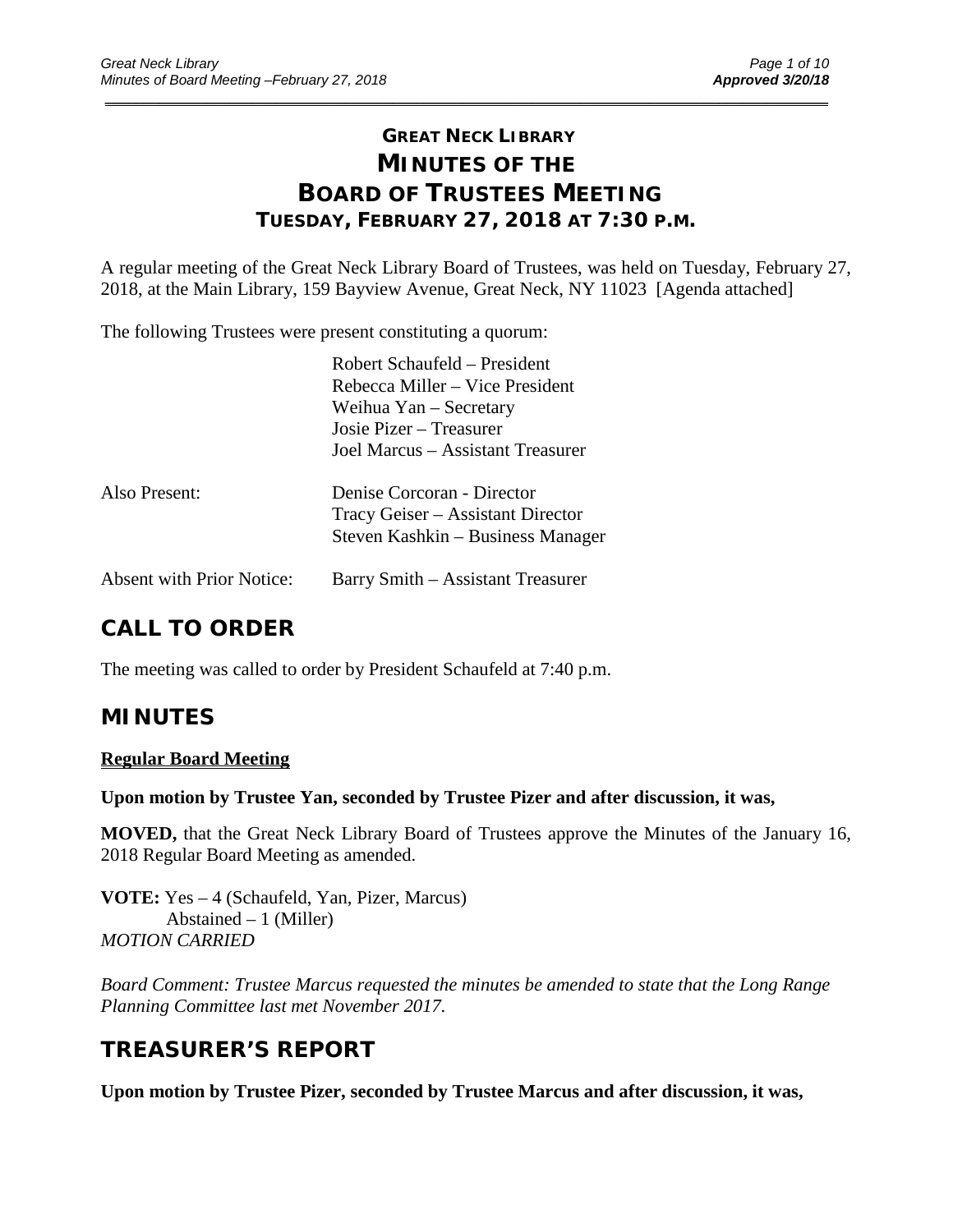# GREAT NECK LIBRARY
# MINUTES OF THE
# BOARD OF TRUSTEES MEETING
## TUESDAY, FEBRUARY 27, 2018 AT 7:30 P.M.

A regular meeting of the Great Neck Library Board of Trustees, was held on Tuesday, February 27, 2018, at the Main Library, 159 Bayview Avenue, Great Neck, NY 11023 [Agenda attached]

The following Trustees were present constituting a quorum:

Robert Schaufeld – President
Rebecca Miller – Vice President
Weihua Yan – Secretary
Josie Pizer – Treasurer
Joel Marcus – Assistant Treasurer

Also Present:
Denise Corcoran - Director
Tracy Geiser – Assistant Director
Steven Kashkin – Business Manager

Absent with Prior Notice: Barry Smith – Assistant Treasurer

## CALL TO ORDER

The meeting was called to order by President Schaufeld at 7:40 p.m.

## MINUTES

**Regular Board Meeting**

**Upon motion by Trustee Yan, seconded by Trustee Pizer and after discussion, it was,**

**MOVED,** that the Great Neck Library Board of Trustees approve the Minutes of the January 16, 2018 Regular Board Meeting as amended.

**VOTE:** Yes – 4 (Schaufeld, Yan, Pizer, Marcus)
Abstained – 1 (Miller)
*MOTION CARRIED*

*Board Comment: Trustee Marcus requested the minutes be amended to state that the Long Range Planning Committee last met November 2017.*

## TREASURER'S REPORT

**Upon motion by Trustee Pizer, seconded by Trustee Marcus and after discussion, it was,**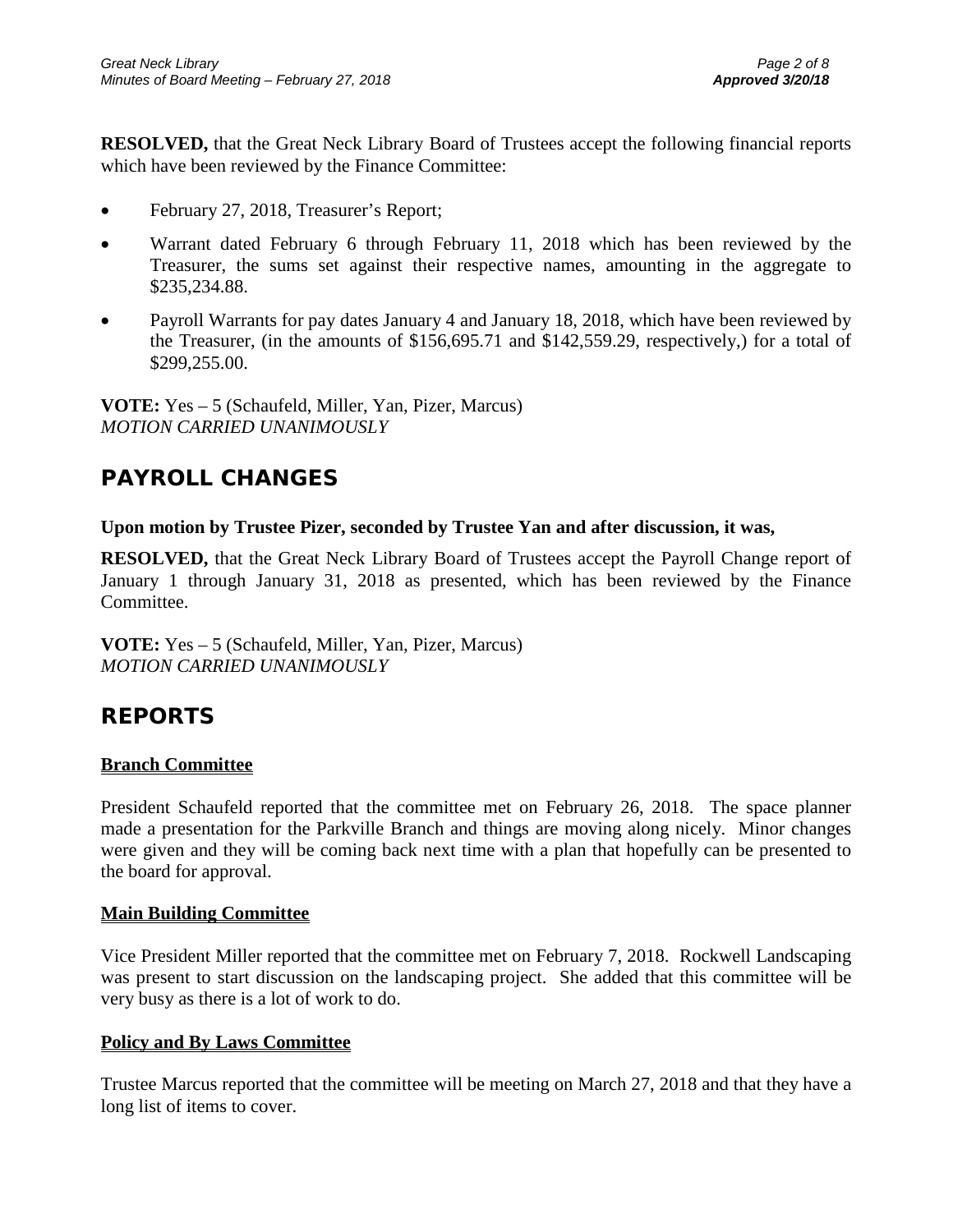**RESOLVED,** that the Great Neck Library Board of Trustees accept the following financial reports which have been reviewed by the Finance Committee:

- February 27, 2018, Treasurer's Report;
- Warrant dated February 6 through February 11, 2018 which has been reviewed by the Treasurer, the sums set against their respective names, amounting in the aggregate to $235,234.88.
- Payroll Warrants for pay dates January 4 and January 18, 2018, which have been reviewed by the Treasurer, (in the amounts of $156,695.71 and $142,559.29, respectively,) for a total of $299,255.00.

**VOTE:** Yes – 5 (Schaufeld, Miller, Yan, Pizer, Marcus)
*MOTION CARRIED UNANIMOUSLY*

## PAYROLL CHANGES

**Upon motion by Trustee Pizer, seconded by Trustee Yan and after discussion, it was,**

**RESOLVED,** that the Great Neck Library Board of Trustees accept the Payroll Change report of January 1 through January 31, 2018 as presented, which has been reviewed by the Finance Committee.

**VOTE:** Yes – 5 (Schaufeld, Miller, Yan, Pizer, Marcus)
*MOTION CARRIED UNANIMOUSLY*

## REPORTS

### Branch Committee

President Schaufeld reported that the committee met on February 26, 2018. The space planner made a presentation for the Parkville Branch and things are moving along nicely. Minor changes were given and they will be coming back next time with a plan that hopefully can be presented to the board for approval.

### Main Building Committee

Vice President Miller reported that the committee met on February 7, 2018. Rockwell Landscaping was present to start discussion on the landscaping project. She added that this committee will be very busy as there is a lot of work to do.

### Policy and By Laws Committee

Trustee Marcus reported that the committee will be meeting on March 27, 2018 and that they have a long list of items to cover.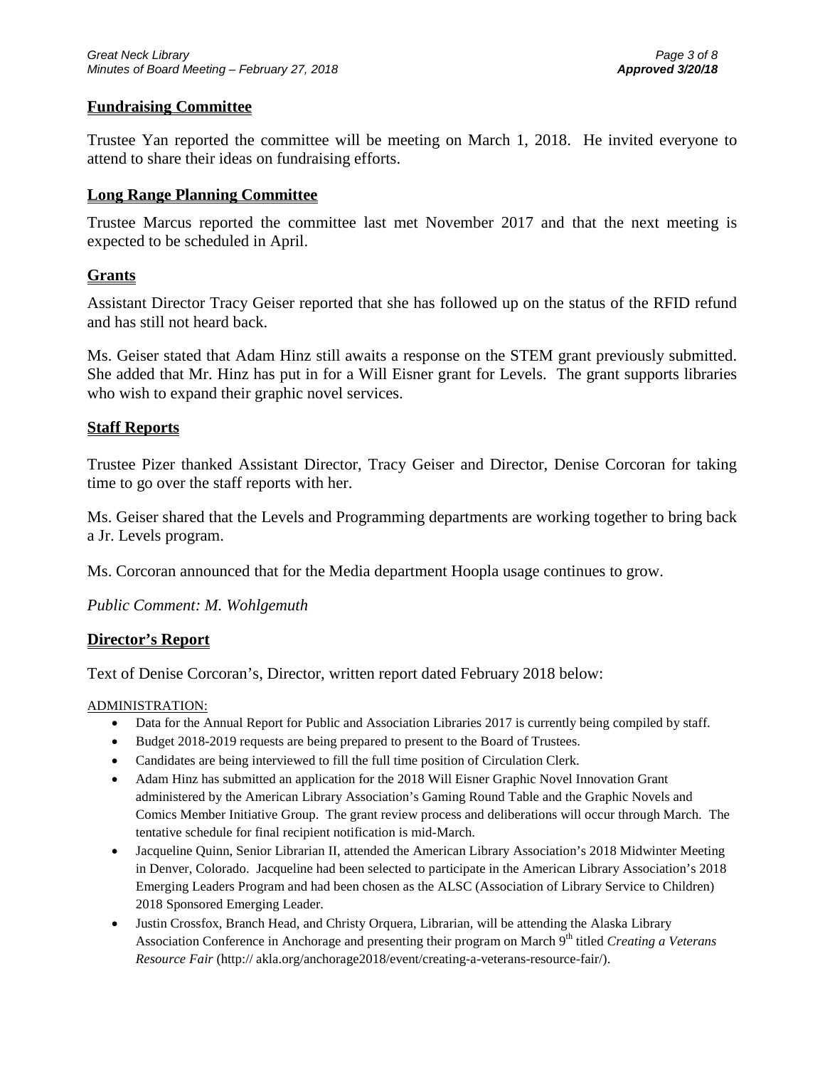## Fundraising Committee

Trustee Yan reported the committee will be meeting on March 1, 2018. He invited everyone to attend to share their ideas on fundraising efforts.

## Long Range Planning Committee

Trustee Marcus reported the committee last met November 2017 and that the next meeting is expected to be scheduled in April.

## Grants

Assistant Director Tracy Geiser reported that she has followed up on the status of the RFID refund and has still not heard back.

Ms. Geiser stated that Adam Hinz still awaits a response on the STEM grant previously submitted. She added that Mr. Hinz has put in for a Will Eisner grant for Levels. The grant supports libraries who wish to expand their graphic novel services.

## Staff Reports

Trustee Pizer thanked Assistant Director, Tracy Geiser and Director, Denise Corcoran for taking time to go over the staff reports with her.

Ms. Geiser shared that the Levels and Programming departments are working together to bring back a Jr. Levels program.

Ms. Corcoran announced that for the Media department Hoopla usage continues to grow.

*Public Comment: M. Wohlgemuth*

## Director's Report

Text of Denise Corcoran's, Director, written report dated February 2018 below:

ADMINISTRATION:

- Data for the Annual Report for Public and Association Libraries 2017 is currently being compiled by staff.
- Budget 2018-2019 requests are being prepared to present to the Board of Trustees.
- Candidates are being interviewed to fill the full time position of Circulation Clerk.
- Adam Hinz has submitted an application for the 2018 Will Eisner Graphic Novel Innovation Grant administered by the American Library Association's Gaming Round Table and the Graphic Novels and Comics Member Initiative Group. The grant review process and deliberations will occur through March. The tentative schedule for final recipient notification is mid-March.
- Jacqueline Quinn, Senior Librarian II, attended the American Library Association's 2018 Midwinter Meeting in Denver, Colorado. Jacqueline had been selected to participate in the American Library Association's 2018 Emerging Leaders Program and had been chosen as the ALSC (Association of Library Service to Children) 2018 Sponsored Emerging Leader.
- Justin Crossfox, Branch Head, and Christy Orquera, Librarian, will be attending the Alaska Library Association Conference in Anchorage and presenting their program on March 9th titled *Creating a Veterans Resource Fair* (http:// akla.org/anchorage2018/event/creating-a-veterans-resource-fair/).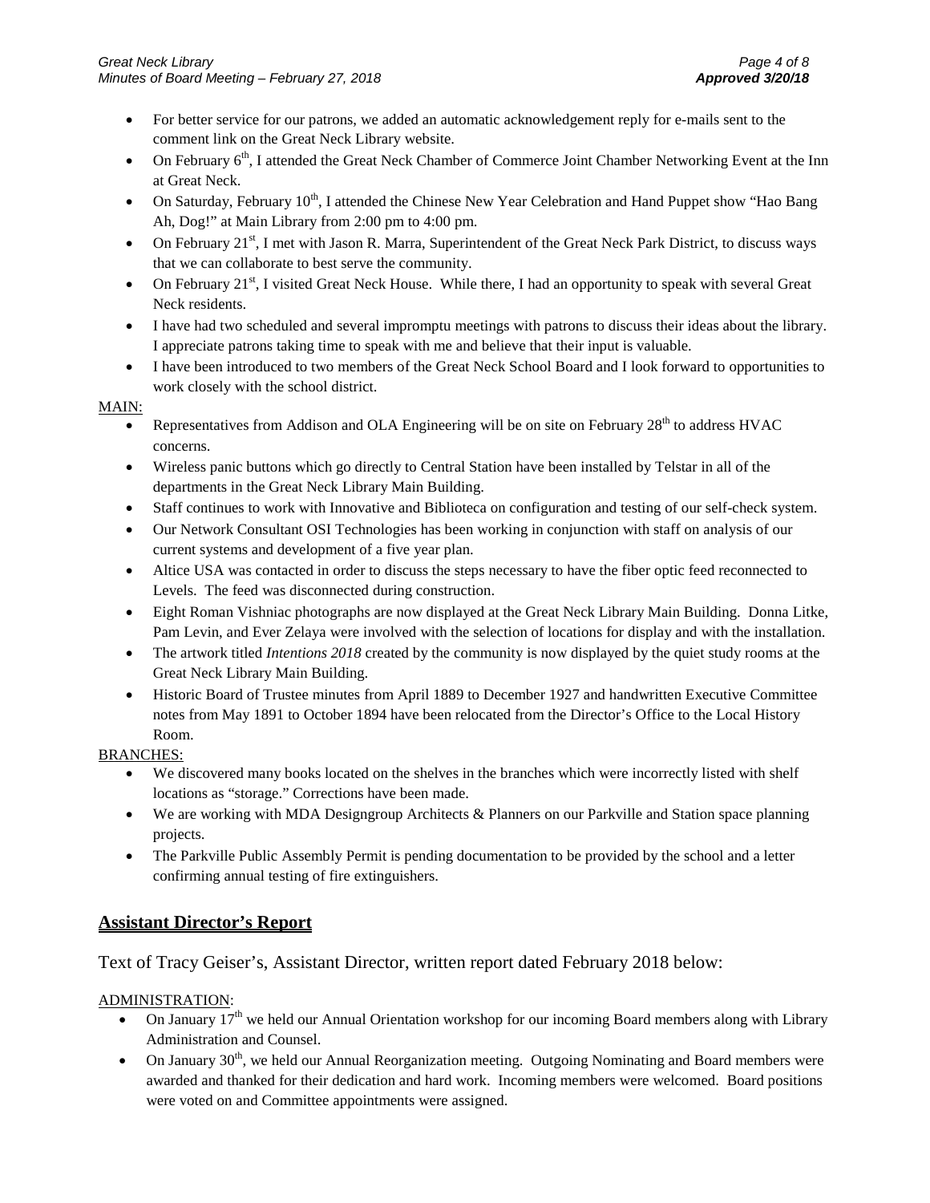- For better service for our patrons, we added an automatic acknowledgement reply for e-mails sent to the comment link on the Great Neck Library website.
- On February 6th, I attended the Great Neck Chamber of Commerce Joint Chamber Networking Event at the Inn at Great Neck.
- On Saturday, February 10th, I attended the Chinese New Year Celebration and Hand Puppet show "Hao Bang Ah, Dog!" at Main Library from 2:00 pm to 4:00 pm.
- On February 21st, I met with Jason R. Marra, Superintendent of the Great Neck Park District, to discuss ways that we can collaborate to best serve the community.
- On February 21st, I visited Great Neck House. While there, I had an opportunity to speak with several Great Neck residents.
- I have had two scheduled and several impromptu meetings with patrons to discuss their ideas about the library. I appreciate patrons taking time to speak with me and believe that their input is valuable.
- I have been introduced to two members of the Great Neck School Board and I look forward to opportunities to work closely with the school district.

MAIN:

- Representatives from Addison and OLA Engineering will be on site on February 28th to address HVAC concerns.
- Wireless panic buttons which go directly to Central Station have been installed by Telstar in all of the departments in the Great Neck Library Main Building.
- Staff continues to work with Innovative and Biblioteca on configuration and testing of our self-check system.
- Our Network Consultant OSI Technologies has been working in conjunction with staff on analysis of our current systems and development of a five year plan.
- Altice USA was contacted in order to discuss the steps necessary to have the fiber optic feed reconnected to Levels. The feed was disconnected during construction.
- Eight Roman Vishniac photographs are now displayed at the Great Neck Library Main Building. Donna Litke, Pam Levin, and Ever Zelaya were involved with the selection of locations for display and with the installation.
- The artwork titled *Intentions 2018* created by the community is now displayed by the quiet study rooms at the Great Neck Library Main Building.
- Historic Board of Trustee minutes from April 1889 to December 1927 and handwritten Executive Committee notes from May 1891 to October 1894 have been relocated from the Director's Office to the Local History Room.

BRANCHES:

- We discovered many books located on the shelves in the branches which were incorrectly listed with shelf locations as "storage." Corrections have been made.
- We are working with MDA Designgroup Architects & Planners on our Parkville and Station space planning projects.
- The Parkville Public Assembly Permit is pending documentation to be provided by the school and a letter confirming annual testing of fire extinguishers.

## Assistant Director's Report

Text of Tracy Geiser's, Assistant Director, written report dated February 2018 below:

ADMINISTRATION:

- On January 17th we held our Annual Orientation workshop for our incoming Board members along with Library Administration and Counsel.
- On January 30th, we held our Annual Reorganization meeting. Outgoing Nominating and Board members were awarded and thanked for their dedication and hard work. Incoming members were welcomed. Board positions were voted on and Committee appointments were assigned.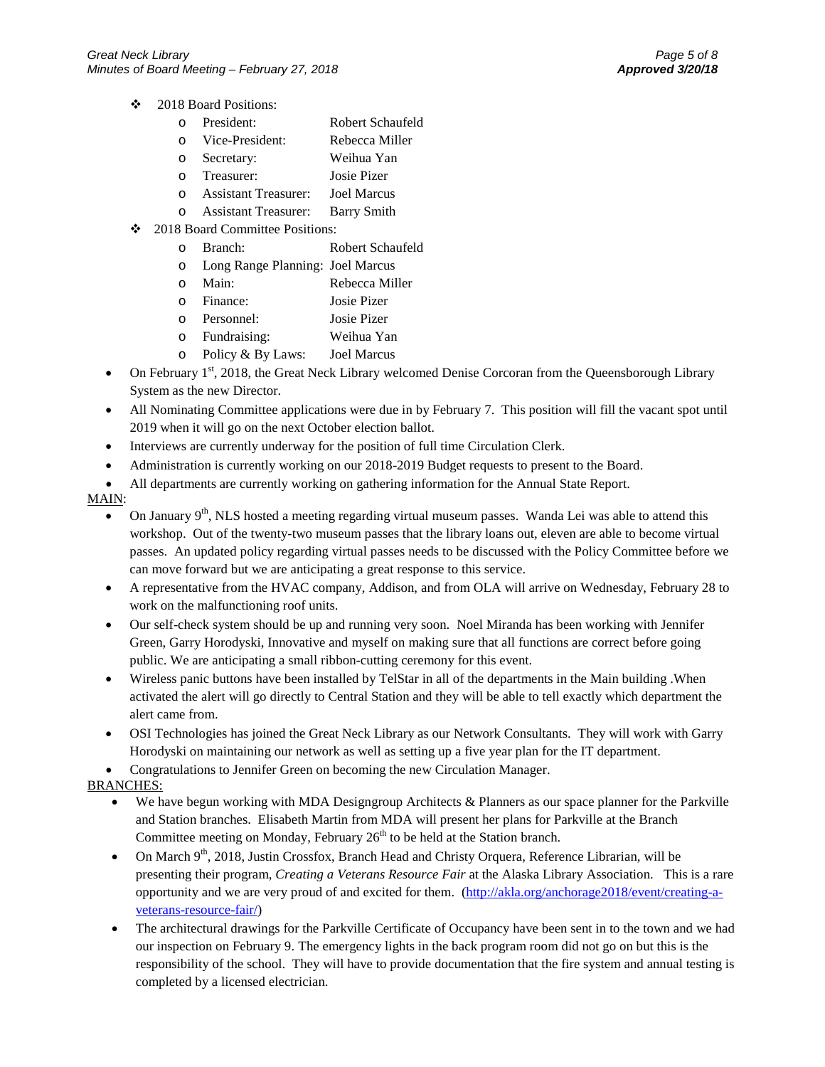- 2018 Board Positions:
    - President: Robert Schaufeld
    - Vice-President: Rebecca Miller
    - Secretary: Weihua Yan
    - Treasurer: Josie Pizer
    - Assistant Treasurer: Joel Marcus
    - Assistant Treasurer: Barry Smith
- 2018 Board Committee Positions:
    - Branch: Robert Schaufeld
    - Long Range Planning: Joel Marcus
    - Main: Rebecca Miller
    - Finance: Josie Pizer
    - Personnel: Josie Pizer
    - Fundraising: Weihua Yan
    - Policy & By Laws: Joel Marcus

- On February 1st, 2018, the Great Neck Library welcomed Denise Corcoran from the Queensborough Library System as the new Director.
- All Nominating Committee applications were due in by February 7. This position will fill the vacant spot until 2019 when it will go on the next October election ballot.
- Interviews are currently underway for the position of full time Circulation Clerk.
- Administration is currently working on our 2018-2019 Budget requests to present to the Board.
- All departments are currently working on gathering information for the Annual State Report.

<u>MAIN</u>:

- On January 9th, NLS hosted a meeting regarding virtual museum passes. Wanda Lei was able to attend this workshop. Out of the twenty-two museum passes that the library loans out, eleven are able to become virtual passes. An updated policy regarding virtual passes needs to be discussed with the Policy Committee before we can move forward but we are anticipating a great response to this service.
- A representative from the HVAC company, Addison, and from OLA will arrive on Wednesday, February 28 to work on the malfunctioning roof units.
- Our self-check system should be up and running very soon. Noel Miranda has been working with Jennifer Green, Garry Horodyski, Innovative and myself on making sure that all functions are correct before going public. We are anticipating a small ribbon-cutting ceremony for this event.
- Wireless panic buttons have been installed by TelStar in all of the departments in the Main building .When activated the alert will go directly to Central Station and they will be able to tell exactly which department the alert came from.
- OSI Technologies has joined the Great Neck Library as our Network Consultants. They will work with Garry Horodyski on maintaining our network as well as setting up a five year plan for the IT department.
- Congratulations to Jennifer Green on becoming the new Circulation Manager.

<u>BRANCHES:</u>

- We have begun working with MDA Designgroup Architects & Planners as our space planner for the Parkville and Station branches. Elisabeth Martin from MDA will present her plans for Parkville at the Branch Committee meeting on Monday, February 26th to be held at the Station branch.
- On March 9th, 2018, Justin Crossfox, Branch Head and Christy Orquera, Reference Librarian, will be presenting their program, *Creating a Veterans Resource Fair* at the Alaska Library Association. This is a rare opportunity and we are very proud of and excited for them. ([http://akla.org/anchorage2018/event/creating-a-veterans-resource-fair/](http://akla.org/anchorage2018/event/creating-a-veterans-resource-fair/))
- The architectural drawings for the Parkville Certificate of Occupancy have been sent in to the town and we had our inspection on February 9. The emergency lights in the back program room did not go on but this is the responsibility of the school. They will have to provide documentation that the fire system and annual testing is completed by a licensed electrician.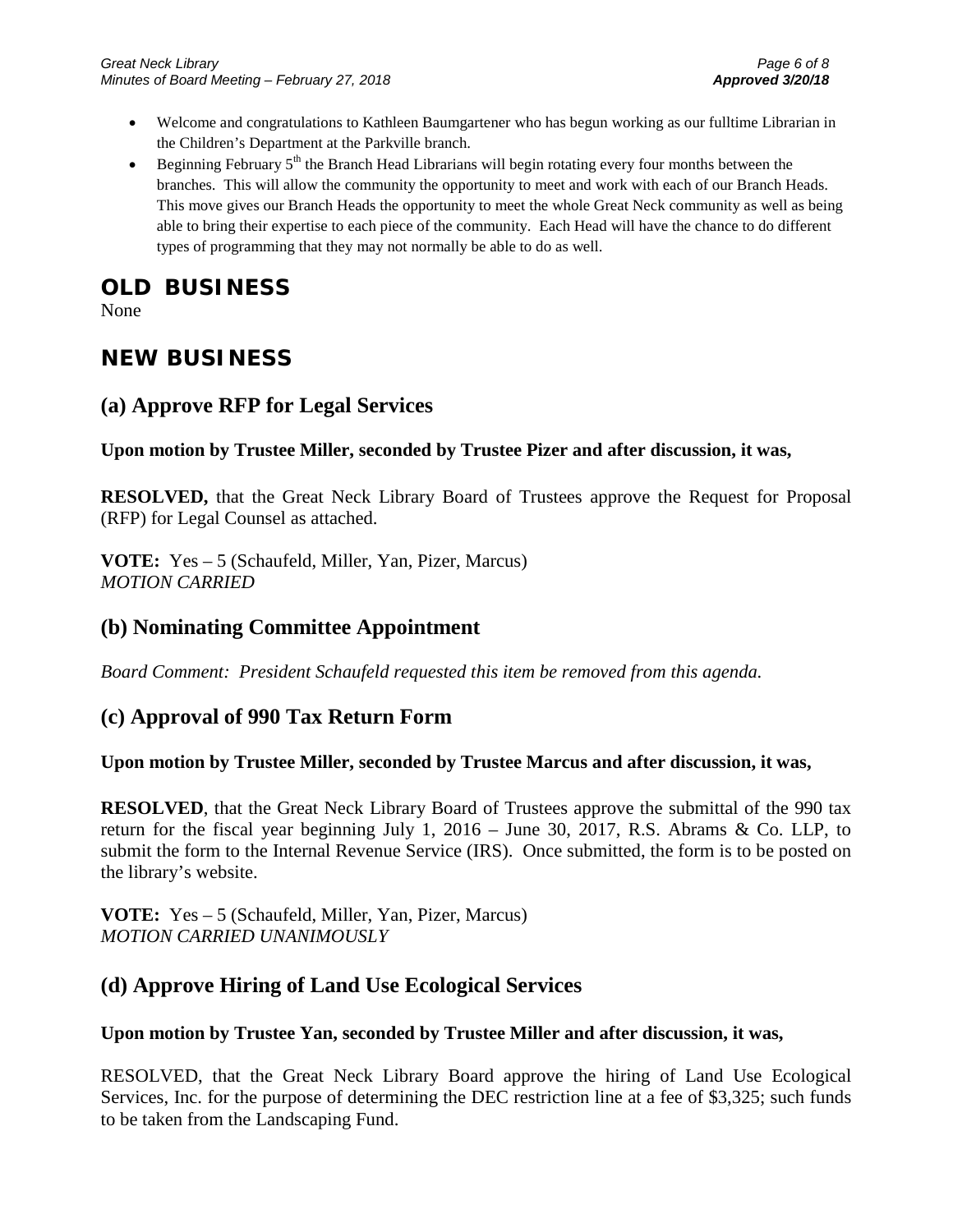- Welcome and congratulations to Kathleen Baumgartener who has begun working as our fulltime Librarian in the Children's Department at the Parkville branch.
- Beginning February 5th the Branch Head Librarians will begin rotating every four months between the branches. This will allow the community the opportunity to meet and work with each of our Branch Heads. This move gives our Branch Heads the opportunity to meet the whole Great Neck community as well as being able to bring their expertise to each piece of the community. Each Head will have the chance to do different types of programming that they may not normally be able to do as well.

# OLD BUSINESS

None

# NEW BUSINESS

## (a) Approve RFP for Legal Services

**Upon motion by Trustee Miller, seconded by Trustee Pizer and after discussion, it was,**

**RESOLVED,** that the Great Neck Library Board of Trustees approve the Request for Proposal (RFP) for Legal Counsel as attached.

**VOTE:** Yes – 5 (Schaufeld, Miller, Yan, Pizer, Marcus)
*MOTION CARRIED*

## (b) Nominating Committee Appointment

*Board Comment: President Schaufeld requested this item be removed from this agenda.*

## (c) Approval of 990 Tax Return Form

**Upon motion by Trustee Miller, seconded by Trustee Marcus and after discussion, it was,**

**RESOLVED**, that the Great Neck Library Board of Trustees approve the submittal of the 990 tax return for the fiscal year beginning July 1, 2016 – June 30, 2017, R.S. Abrams & Co. LLP, to submit the form to the Internal Revenue Service (IRS). Once submitted, the form is to be posted on the library's website.

**VOTE:** Yes – 5 (Schaufeld, Miller, Yan, Pizer, Marcus)
*MOTION CARRIED UNANIMOUSLY*

## (d) Approve Hiring of Land Use Ecological Services

**Upon motion by Trustee Yan, seconded by Trustee Miller and after discussion, it was,**

RESOLVED, that the Great Neck Library Board approve the hiring of Land Use Ecological Services, Inc. for the purpose of determining the DEC restriction line at a fee of $3,325; such funds to be taken from the Landscaping Fund.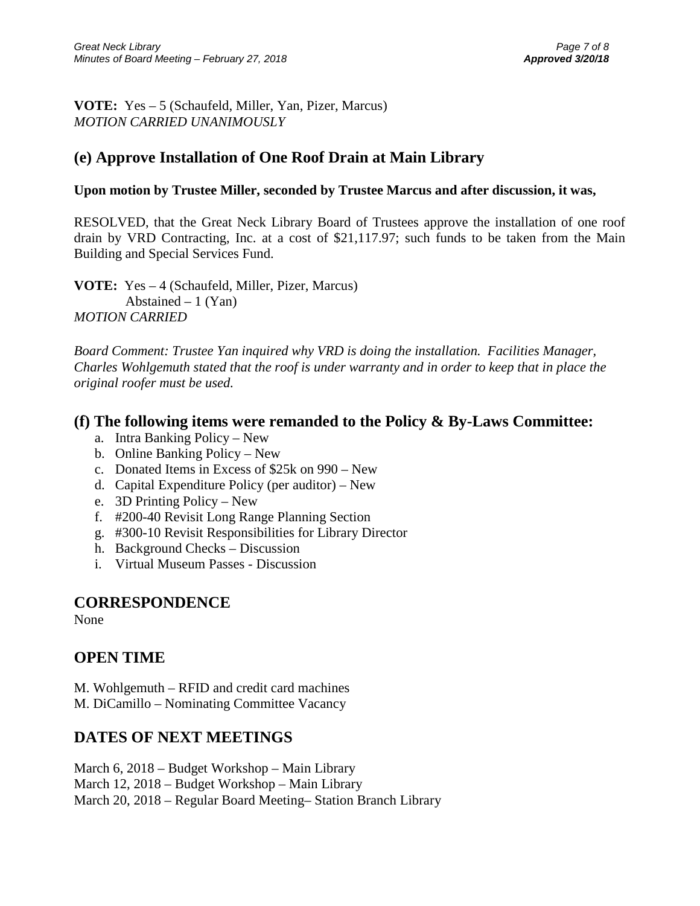**VOTE:** Yes – 5 (Schaufeld, Miller, Yan, Pizer, Marcus)
*MOTION CARRIED UNANIMOUSLY*

## (e) Approve Installation of One Roof Drain at Main Library

**Upon motion by Trustee Miller, seconded by Trustee Marcus and after discussion, it was,**

RESOLVED, that the Great Neck Library Board of Trustees approve the installation of one roof drain by VRD Contracting, Inc. at a cost of $21,117.97; such funds to be taken from the Main Building and Special Services Fund.

**VOTE:** Yes – 4 (Schaufeld, Miller, Pizer, Marcus)
Abstained – 1 (Yan)
*MOTION CARRIED*

*Board Comment: Trustee Yan inquired why VRD is doing the installation. Facilities Manager, Charles Wohlgemuth stated that the roof is under warranty and in order to keep that in place the original roofer must be used.*

## (f) The following items were remanded to the Policy & By-Laws Committee:

a. Intra Banking Policy – New
b. Online Banking Policy – New
c. Donated Items in Excess of $25k on 990 – New
d. Capital Expenditure Policy (per auditor) – New
e. 3D Printing Policy – New
f. #200-40 Revisit Long Range Planning Section
g. #300-10 Revisit Responsibilities for Library Director
h. Background Checks – Discussion
i. Virtual Museum Passes - Discussion

## CORRESPONDENCE

None

## OPEN TIME

M. Wohlgemuth – RFID and credit card machines
M. DiCamillo – Nominating Committee Vacancy

## DATES OF NEXT MEETINGS

March 6, 2018 – Budget Workshop – Main Library
March 12, 2018 – Budget Workshop – Main Library
March 20, 2018 – Regular Board Meeting– Station Branch Library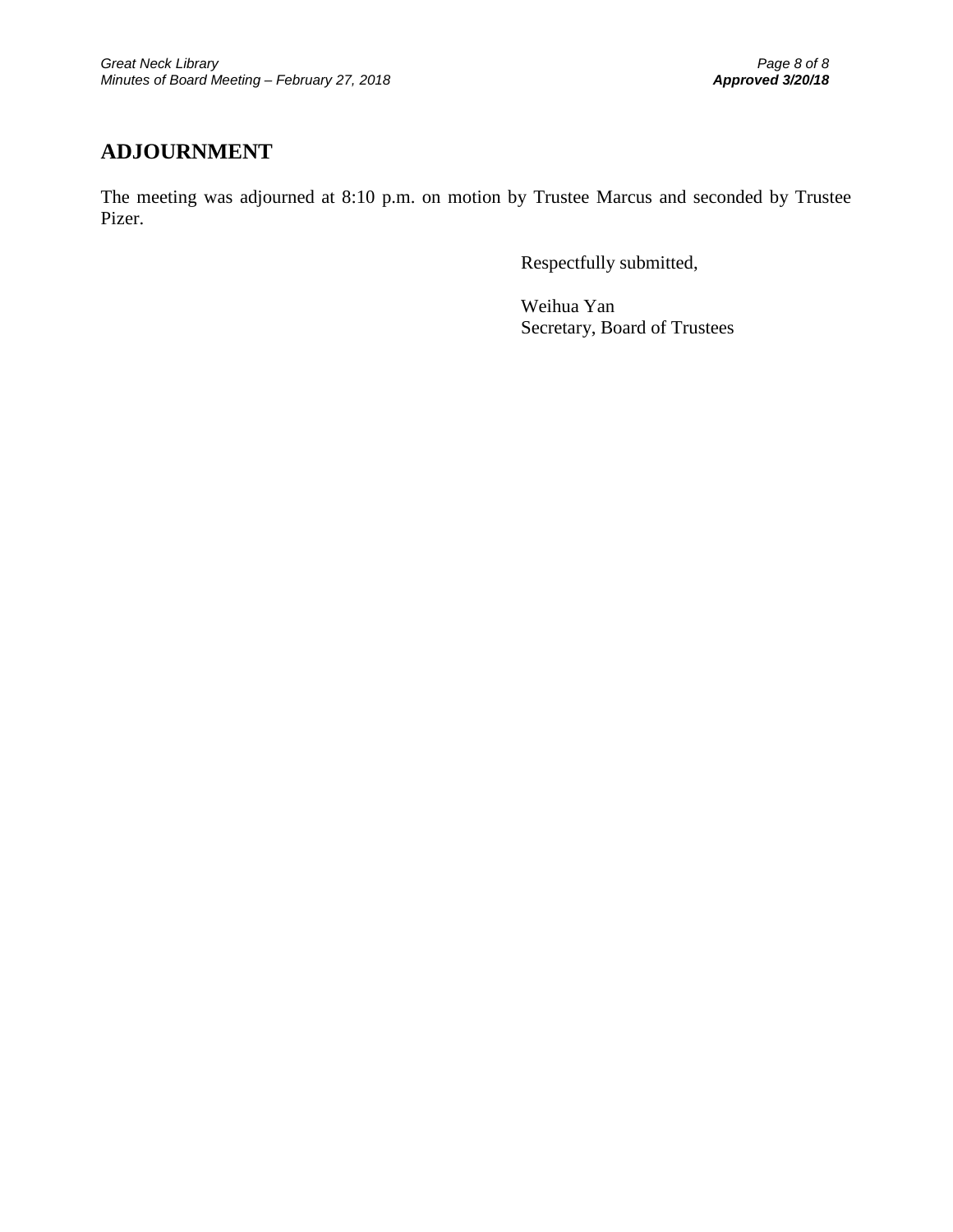## ADJOURNMENT

The meeting was adjourned at 8:10 p.m. on motion by Trustee Marcus and seconded by Trustee Pizer.

Respectfully submitted,

Weihua Yan
Secretary, Board of Trustees